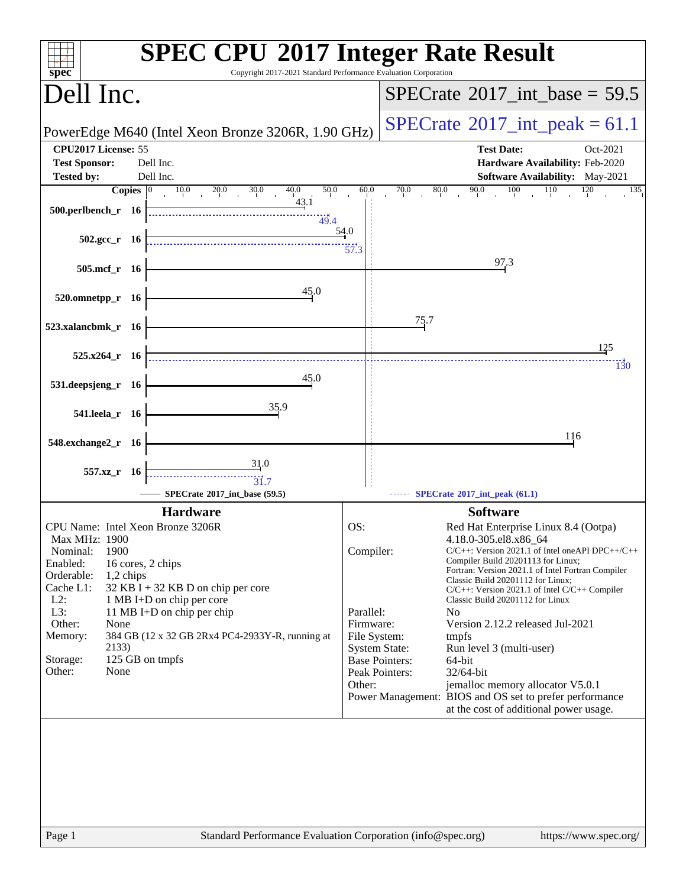# SPEC CPU 2017 Integer Rate Result

Copyright 2017-2021 Standard Performance Evaluation Corporation

## Dell Inc.

PowerEdge M640 (Intel Xeon Bronze 3206R, 1.90 GHz)

SPECrate 2017_int_base = 59.5

SPECrate 2017_int_peak = 61.1

| | | | |
|---|---|---|---|
| **CPU2017 License:** | 55 | **Test Date:** | Oct-2021 |
| **Test Sponsor:** | Dell Inc. | **Hardware Availability:** | Feb-2020 |
| **Tested by:** | Dell Inc. | **Software Availability:** | May-2021 |

Copies 0 10.0 20.0 30.0 40.0 50.0 60.0 70.0 80.0 90.0 100 110 120 135

500.perlbench_r 16 43.1 49.4

502.gcc_r 16 54.0 57.3

505.mcf_r 16 97.3

520.omnetpp_r 16 45.0

523.xalancbmk_r 16 75.7

525.x264_r 16 125 130

531.deepsjeng_r 16 45.0

541.leela_r 16 35.9

548.exchange2_r 16 116

557.xz_r 16 31.0 31.7

SPECrate 2017_int_base (59.5)

SPECrate 2017_int_peak (61.1)

### Hardware

| | |
|---|---|
| CPU Name: | Intel Xeon Bronze 3206R |
| Max MHz: | 1900 |
| Nominal: | 1900 |
| Enabled: | 16 cores, 2 chips |
| Orderable: | 1,2 chips |
| Cache L1: | 32 KB I + 32 KB D on chip per core |
| L2: | 1 MB I+D on chip per core |
| L3: | 11 MB I+D on chip per chip |
| Other: | None |
| Memory: | 384 GB (12 x 32 GB 2Rx4 PC4-2933Y-R, running at 2133) |
| Storage: | 125 GB on tmpfs |
| Other: | None |

### Software

| | |
|---|---|
| OS: | Red Hat Enterprise Linux 8.4 (Ootpa) 4.18.0-305.el8.x86_64 |
| Compiler: | C/C++: Version 2021.1 of Intel oneAPI DPC++/C++ Compiler Build 20201113 for Linux; Fortran: Version 2021.1 of Intel Fortran Compiler Classic Build 20201112 for Linux; C/C++: Version 2021.1 of Intel C/C++ Compiler Classic Build 20201112 for Linux |
| Parallel: | No |
| Firmware: | Version 2.12.2 released Jul-2021 |
| File System: | tmpfs |
| System State: | Run level 3 (multi-user) |
| Base Pointers: | 64-bit |
| Peak Pointers: | 32/64-bit |
| Other: | jemalloc memory allocator V5.0.1 |
| Power Management: | BIOS and OS set to prefer performance at the cost of additional power usage. |

Standard Performance Evaluation Corporation (info@spec.org) https://www.spec.org/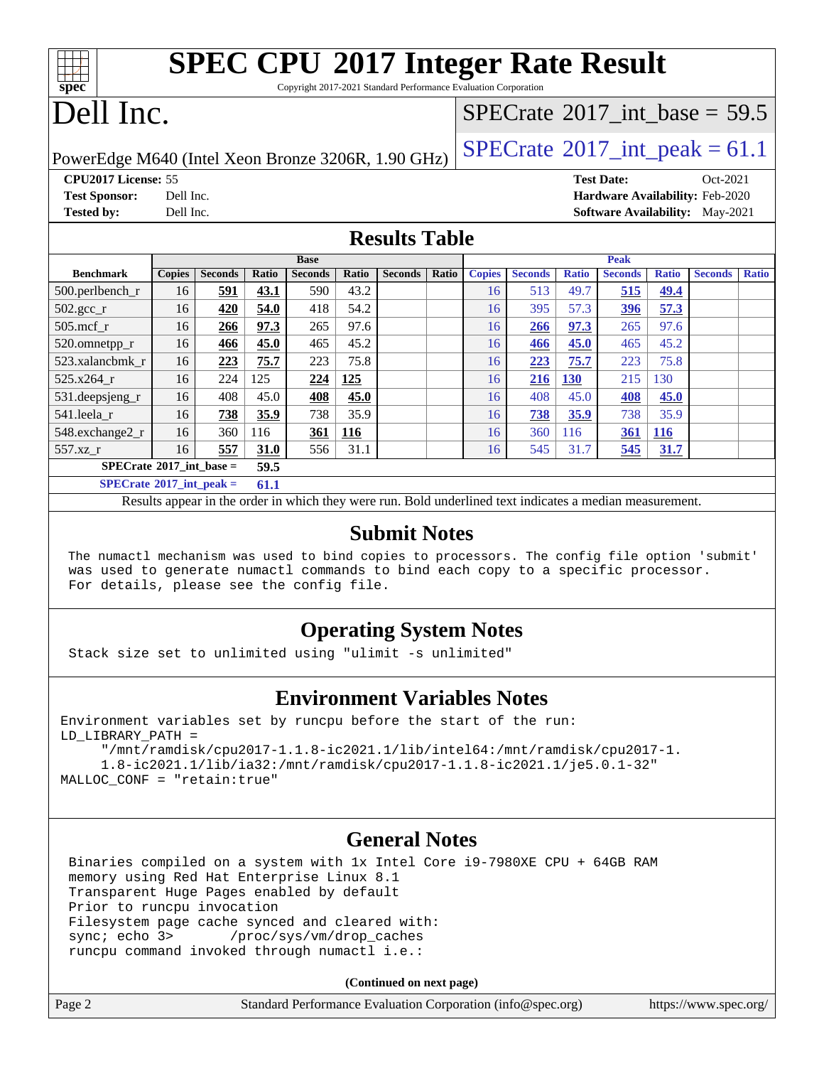# SPEC CPU 2017 Integer Rate Result

Copyright 2017-2021 Standard Performance Evaluation Corporation

# Dell Inc.

PowerEdge M640 (Intel Xeon Bronze 3206R, 1.90 GHz)

SPECrate 2017_int_base = 59.5

SPECrate 2017_int_peak = 61.1

**CPU2017 License:** 55
**Test Sponsor:** Dell Inc.
**Tested by:** Dell Inc.

**Test Date:** Oct-2021
**Hardware Availability:** Feb-2020
**Software Availability:** May-2021

## Results Table

| | Base | | | | | | | Peak | | | | | | |
|---|---|---|---|---|---|---|---|---|---|---|---|---|---|---|
| **Benchmark** | **Copies** | **Seconds** | **Ratio** | **Seconds** | **Ratio** | **Seconds** | **Ratio** | **Copies** | **Seconds** | **Ratio** | **Seconds** | **Ratio** | **Seconds** | **Ratio** |
| 500.perlbench_r | 16 | **591** | **43.1** | 590 | 43.2 | | | 16 | 513 | 49.7 | **515** | **49.4** | | |
| 502.gcc_r | 16 | **420** | **54.0** | 418 | 54.2 | | | 16 | 395 | 57.3 | **396** | **57.3** | | |
| 505.mcf_r | 16 | **266** | **97.3** | 265 | 97.6 | | | 16 | **266** | **97.3** | 265 | 97.6 | | |
| 520.omnetpp_r | 16 | **466** | **45.0** | 465 | 45.2 | | | 16 | **466** | **45.0** | 465 | 45.2 | | |
| 523.xalancbmk_r | 16 | **223** | **75.7** | 223 | 75.8 | | | 16 | **223** | **75.7** | 223 | 75.8 | | |
| 525.x264_r | 16 | 224 | 125 | **224** | **125** | | | 16 | **216** | **130** | 215 | 130 | | |
| 531.deepsjeng_r | 16 | 408 | 45.0 | **408** | **45.0** | | | 16 | 408 | 45.0 | **408** | **45.0** | | |
| 541.leela_r | 16 | **738** | **35.9** | 738 | 35.9 | | | 16 | **738** | **35.9** | 738 | 35.9 | | |
| 548.exchange2_r | 16 | 360 | 116 | **361** | **116** | | | 16 | 360 | 116 | **361** | **116** | | |
| 557.xz_r | 16 | **557** | **31.0** | 556 | 31.1 | | | 16 | 545 | 31.7 | **545** | **31.7** | | |

**SPECrate 2017_int_base = 59.5**

**SPECrate 2017_int_peak = 61.1**

Results appear in the order in which they were run. Bold underlined text indicates a median measurement.

## Submit Notes

```
The numactl mechanism was used to bind copies to processors. The config file option 'submit'
was used to generate numactl commands to bind each copy to a specific processor.
For details, please see the config file.
```

## Operating System Notes

```
Stack size set to unlimited using "ulimit -s unlimited"
```

## Environment Variables Notes

```
Environment variables set by runcpu before the start of the run:
LD_LIBRARY_PATH =
     "/mnt/ramdisk/cpu2017-1.1.8-ic2021.1/lib/intel64:/mnt/ramdisk/cpu2017-1.
     1.8-ic2021.1/lib/ia32:/mnt/ramdisk/cpu2017-1.1.8-ic2021.1/je5.0.1-32"
MALLOC_CONF = "retain:true"
```

## General Notes

```
Binaries compiled on a system with 1x Intel Core i9-7980XE CPU + 64GB RAM
memory using Red Hat Enterprise Linux 8.1
Transparent Huge Pages enabled by default
Prior to runcpu invocation
Filesystem page cache synced and cleared with:
sync; echo 3>       /proc/sys/vm/drop_caches
runcpu command invoked through numactl i.e.:
```

**(Continued on next page)**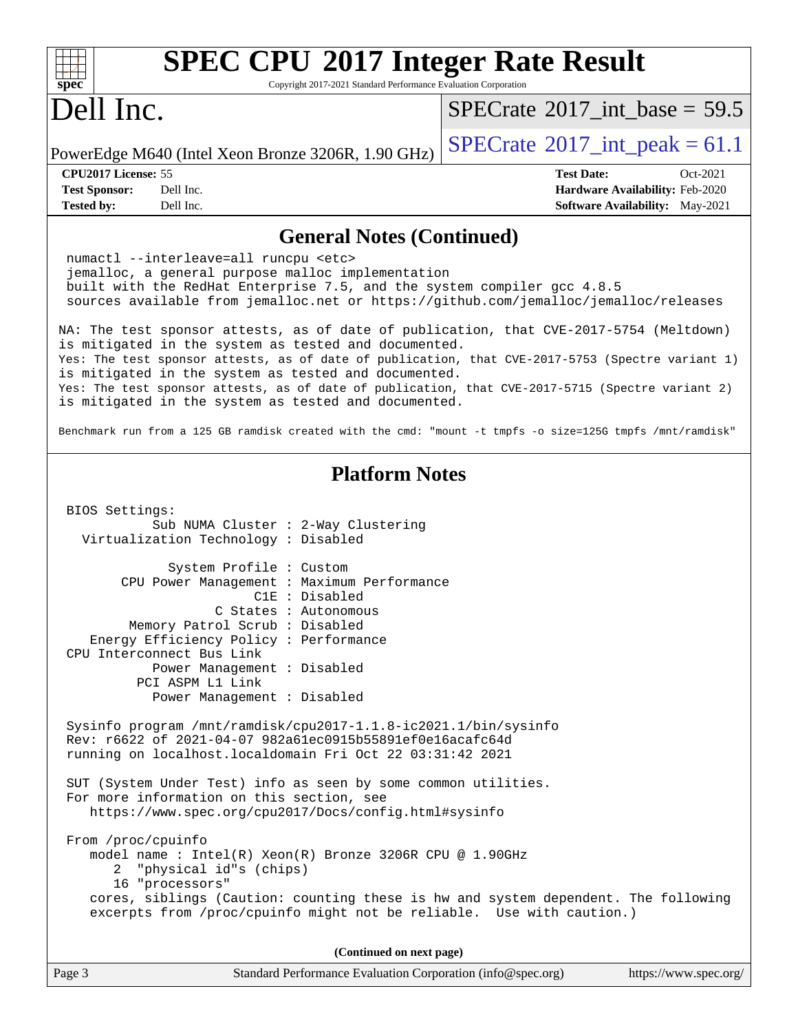# SPEC CPU 2017 Integer Rate Result

Copyright 2017-2021 Standard Performance Evaluation Corporation

## Dell Inc.

PowerEdge M640 (Intel Xeon Bronze 3206R, 1.90 GHz)

SPECrate 2017_int_base = 59.5

SPECrate 2017_int_peak = 61.1

**CPU2017 License:** 55
**Test Sponsor:** Dell Inc.
**Tested by:** Dell Inc.

**Test Date:** Oct-2021
**Hardware Availability:** Feb-2020
**Software Availability:** May-2021

## General Notes (Continued)

```
  numactl --interleave=all runcpu <etc>
  jemalloc, a general purpose malloc implementation
  built with the RedHat Enterprise 7.5, and the system compiler gcc 4.8.5
  sources available from jemalloc.net or https://github.com/jemalloc/jemalloc/releases

NA: The test sponsor attests, as of date of publication, that CVE-2017-5754 (Meltdown)
is mitigated in the system as tested and documented.
Yes: The test sponsor attests, as of date of publication, that CVE-2017-5753 (Spectre variant 1)
is mitigated in the system as tested and documented.
Yes: The test sponsor attests, as of date of publication, that CVE-2017-5715 (Spectre variant 2)
is mitigated in the system as tested and documented.

Benchmark run from a 125 GB ramdisk created with the cmd: "mount -t tmpfs -o size=125G tmpfs /mnt/ramdisk"
```

## Platform Notes

```
 BIOS Settings:
           Sub NUMA Cluster : 2-Way Clustering
   Virtualization Technology : Disabled

             System Profile : Custom
       CPU Power Management : Maximum Performance
                        C1E : Disabled
                   C States : Autonomous
        Memory Patrol Scrub : Disabled
    Energy Efficiency Policy : Performance
 CPU Interconnect Bus Link
           Power Management : Disabled
          PCI ASPM L1 Link
           Power Management : Disabled

 Sysinfo program /mnt/ramdisk/cpu2017-1.1.8-ic2021.1/bin/sysinfo
 Rev: r6622 of 2021-04-07 982a61ec0915b55891ef0e16acafc64d
 running on localhost.localdomain Fri Oct 22 03:31:42 2021

 SUT (System Under Test) info as seen by some common utilities.
 For more information on this section, see
    https://www.spec.org/cpu2017/Docs/config.html#sysinfo

 From /proc/cpuinfo
    model name : Intel(R) Xeon(R) Bronze 3206R CPU @ 1.90GHz
       2  "physical id"s (chips)
       16 "processors"
    cores, siblings (Caution: counting these is hw and system dependent. The following
    excerpts from /proc/cpuinfo might not be reliable.  Use with caution.)
```

**(Continued on next page)**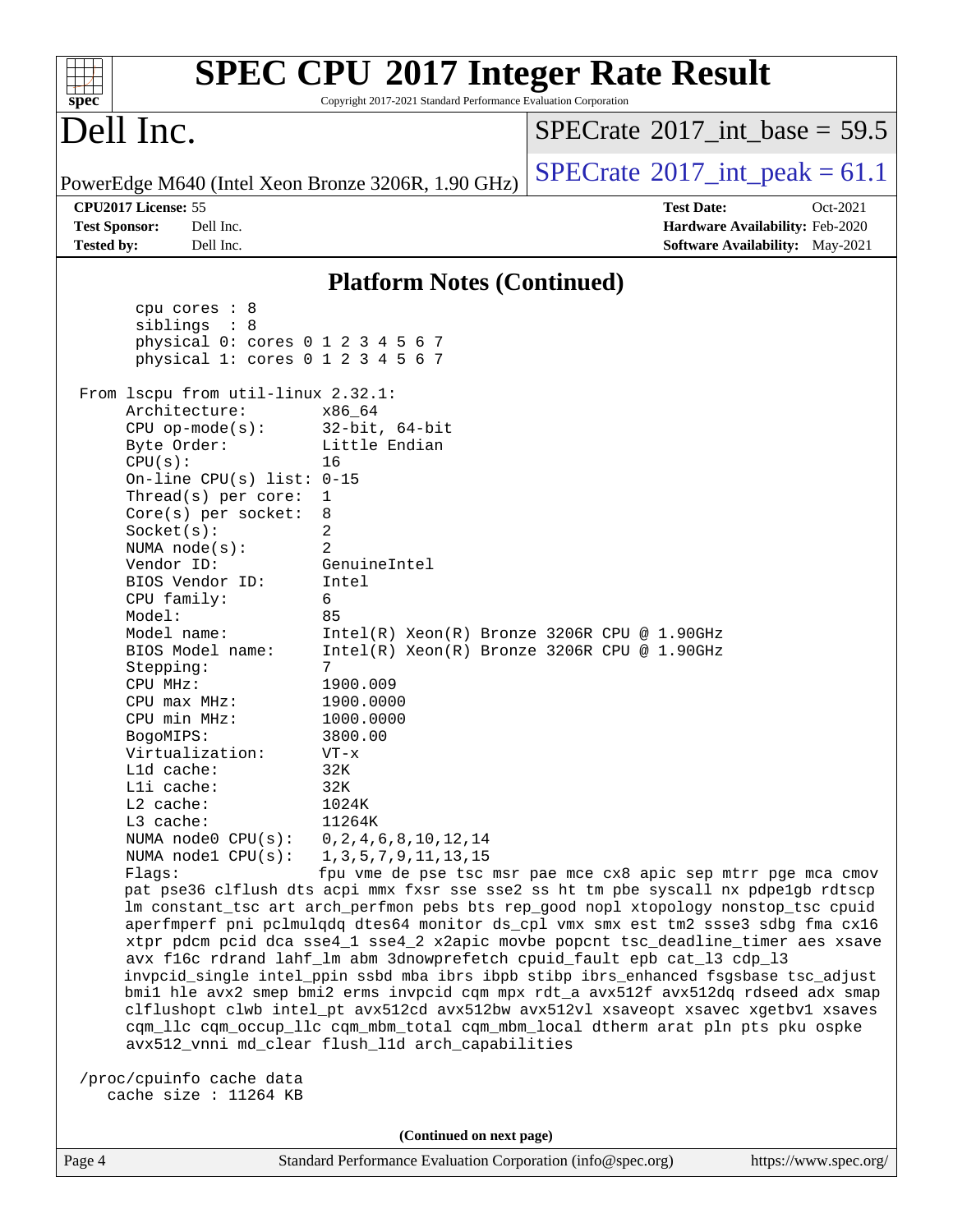## Platform Notes (Continued)

```
      cpu cores : 8
      siblings  : 8
      physical 0: cores 0 1 2 3 4 5 6 7
      physical 1: cores 0 1 2 3 4 5 6 7

 From lscpu from util-linux 2.32.1:
     Architecture:        x86_64
     CPU op-mode(s):      32-bit, 64-bit
     Byte Order:          Little Endian
     CPU(s):              16
     On-line CPU(s) list: 0-15
     Thread(s) per core:  1
     Core(s) per socket:  8
     Socket(s):           2
     NUMA node(s):        2
     Vendor ID:           GenuineIntel
     BIOS Vendor ID:      Intel
     CPU family:          6
     Model:               85
     Model name:          Intel(R) Xeon(R) Bronze 3206R CPU @ 1.90GHz
     BIOS Model name:     Intel(R) Xeon(R) Bronze 3206R CPU @ 1.90GHz
     Stepping:            7
     CPU MHz:             1900.009
     CPU max MHz:         1900.0000
     CPU min MHz:         1000.0000
     BogoMIPS:            3800.00
     Virtualization:      VT-x
     L1d cache:           32K
     L1i cache:           32K
     L2 cache:            1024K
     L3 cache:            11264K
     NUMA node0 CPU(s):   0,2,4,6,8,10,12,14
     NUMA node1 CPU(s):   1,3,5,7,9,11,13,15
     Flags:               fpu vme de pse tsc msr pae mce cx8 apic sep mtrr pge mca cmov
     pat pse36 clflush dts acpi mmx fxsr sse sse2 ss ht tm pbe syscall nx pdpe1gb rdtscp
     lm constant_tsc art arch_perfmon pebs bts rep_good nopl xtopology nonstop_tsc cpuid
     aperfmperf pni pclmulqdq dtes64 monitor ds_cpl vmx smx est tm2 ssse3 sdbg fma cx16
     xtpr pdcm pcid dca sse4_1 sse4_2 x2apic movbe popcnt tsc_deadline_timer aes xsave
     avx f16c rdrand lahf_lm abm 3dnowprefetch cpuid_fault epb cat_l3 cdp_l3
     invpcid_single intel_ppin ssbd mba ibrs ibpb stibp ibrs_enhanced fsgsbase tsc_adjust
     bmi1 hle avx2 smep bmi2 erms invpcid cqm mpx rdt_a avx512f avx512dq rdseed adx smap
     clflushopt clwb intel_pt avx512cd avx512bw avx512vl xsaveopt xsavec xgetbv1 xsaves
     cqm_llc cqm_occup_llc cqm_mbm_total cqm_mbm_local dtherm arat pln pts pku ospke
     avx512_vnni md_clear flush_l1d arch_capabilities

 /proc/cpuinfo cache data
    cache size : 11264 KB
```

(Continued on next page)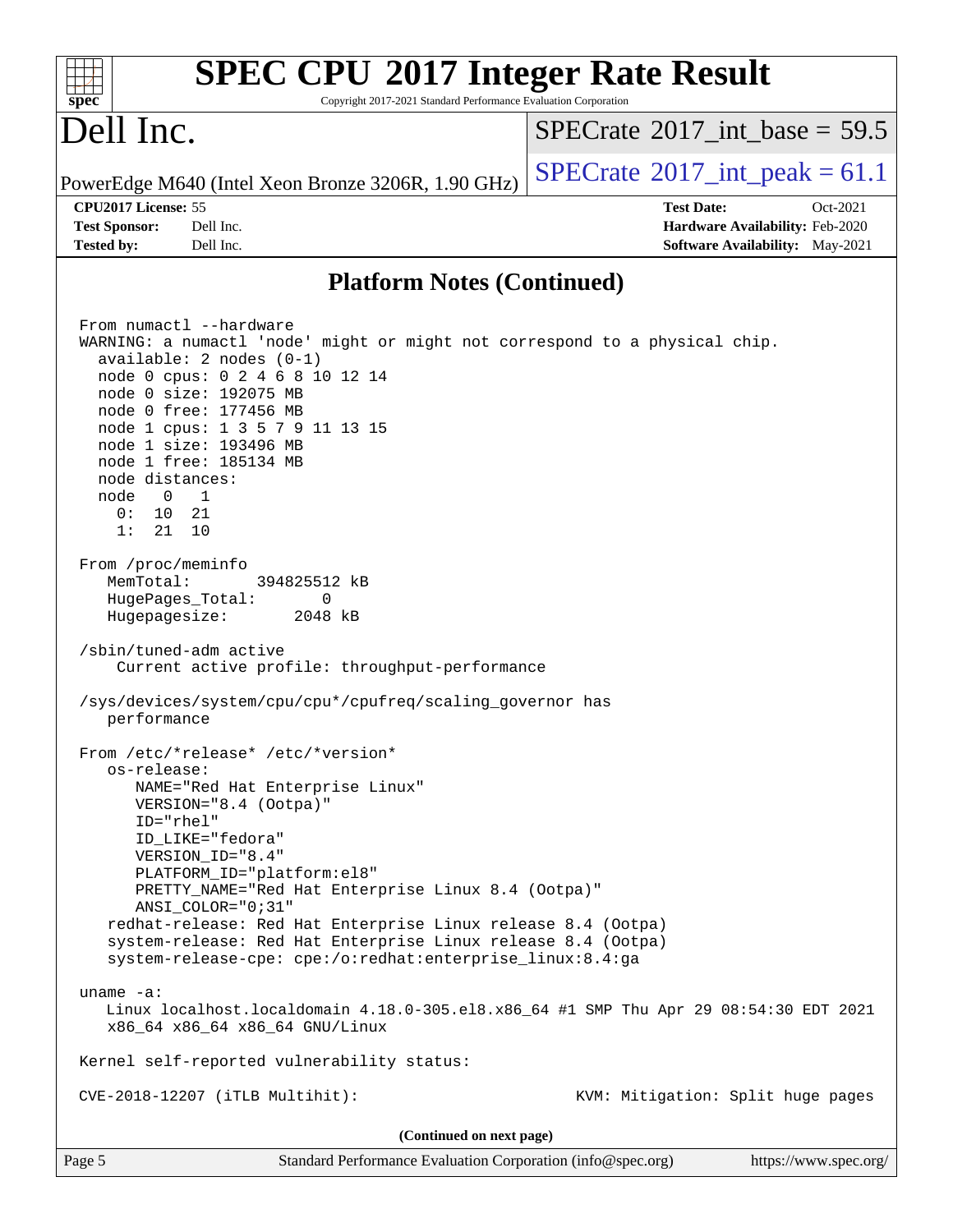## Platform Notes (Continued)

```
From numactl --hardware
WARNING: a numactl 'node' might or might not correspond to a physical chip.
  available: 2 nodes (0-1)
  node 0 cpus: 0 2 4 6 8 10 12 14
  node 0 size: 192075 MB
  node 0 free: 177456 MB
  node 1 cpus: 1 3 5 7 9 11 13 15
  node 1 size: 193496 MB
  node 1 free: 185134 MB
  node distances:
  node   0   1
    0:  10  21
    1:  21  10

From /proc/meminfo
   MemTotal:       394825512 kB
   HugePages_Total:       0
   Hugepagesize:       2048 kB

/sbin/tuned-adm active
    Current active profile: throughput-performance

/sys/devices/system/cpu/cpu*/cpufreq/scaling_governor has
   performance

From /etc/*release* /etc/*version*
   os-release:
      NAME="Red Hat Enterprise Linux"
      VERSION="8.4 (Ootpa)"
      ID="rhel"
      ID_LIKE="fedora"
      VERSION_ID="8.4"
      PLATFORM_ID="platform:el8"
      PRETTY_NAME="Red Hat Enterprise Linux 8.4 (Ootpa)"
      ANSI_COLOR="0;31"
   redhat-release: Red Hat Enterprise Linux release 8.4 (Ootpa)
   system-release: Red Hat Enterprise Linux release 8.4 (Ootpa)
   system-release-cpe: cpe:/o:redhat:enterprise_linux:8.4:ga

uname -a:
   Linux localhost.localdomain 4.18.0-305.el8.x86_64 #1 SMP Thu Apr 29 08:54:30 EDT 2021
   x86_64 x86_64 x86_64 GNU/Linux

Kernel self-reported vulnerability status:

CVE-2018-12207 (iTLB Multihit):                          KVM: Mitigation: Split huge pages
```

**(Continued on next page)**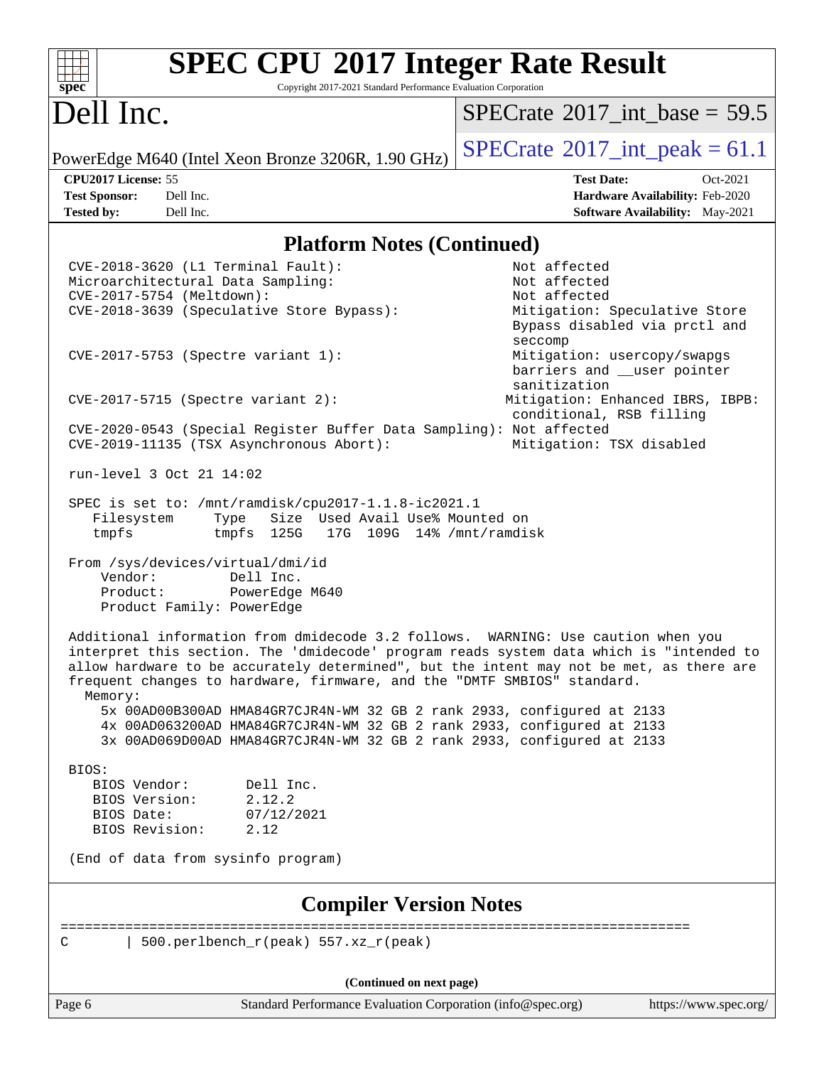# SPEC CPU 2017 Integer Rate Result

Copyright 2017-2021 Standard Performance Evaluation Corporation

## Dell Inc.

PowerEdge M640 (Intel Xeon Bronze 3206R, 1.90 GHz)

SPECrate 2017_int_base = 59.5

SPECrate 2017_int_peak = 61.1

**CPU2017 License:** 55
**Test Sponsor:** Dell Inc.
**Tested by:** Dell Inc.

**Test Date:** Oct-2021
**Hardware Availability:** Feb-2020
**Software Availability:** May-2021

## Platform Notes (Continued)

```
CVE-2018-3620 (L1 Terminal Fault):                          Not affected
Microarchitectural Data Sampling:                           Not affected
CVE-2017-5754 (Meltdown):                                   Not affected
CVE-2018-3639 (Speculative Store Bypass):                   Mitigation: Speculative Store
                                                            Bypass disabled via prctl and
                                                            seccomp
CVE-2017-5753 (Spectre variant 1):                          Mitigation: usercopy/swapgs
                                                            barriers and __user pointer
                                                            sanitization
CVE-2017-5715 (Spectre variant 2):                         Mitigation: Enhanced IBRS, IBPB:
                                                            conditional, RSB filling
CVE-2020-0543 (Special Register Buffer Data Sampling): Not affected
CVE-2019-11135 (TSX Asynchronous Abort):                    Mitigation: TSX disabled

run-level 3 Oct 21 14:02

SPEC is set to: /mnt/ramdisk/cpu2017-1.1.8-ic2021.1
   Filesystem     Type   Size  Used Avail Use% Mounted on
   tmpfs          tmpfs  125G   17G  109G  14% /mnt/ramdisk

From /sys/devices/virtual/dmi/id
    Vendor:         Dell Inc.
    Product:        PowerEdge M640
    Product Family: PowerEdge

Additional information from dmidecode 3.2 follows.  WARNING: Use caution when you
interpret this section. The 'dmidecode' program reads system data which is "intended to
allow hardware to be accurately determined", but the intent may not be met, as there are
frequent changes to hardware, firmware, and the "DMTF SMBIOS" standard.
  Memory:
    5x 00AD00B300AD HMA84GR7CJR4N-WM 32 GB 2 rank 2933, configured at 2133
    4x 00AD063200AD HMA84GR7CJR4N-WM 32 GB 2 rank 2933, configured at 2133
    3x 00AD069D00AD HMA84GR7CJR4N-WM 32 GB 2 rank 2933, configured at 2133

BIOS:
   BIOS Vendor:       Dell Inc.
   BIOS Version:      2.12.2
   BIOS Date:         07/12/2021
   BIOS Revision:     2.12

(End of data from sysinfo program)
```

## Compiler Version Notes

```
==============================================================================
C       | 500.perlbench_r(peak) 557.xz_r(peak)
```

(Continued on next page)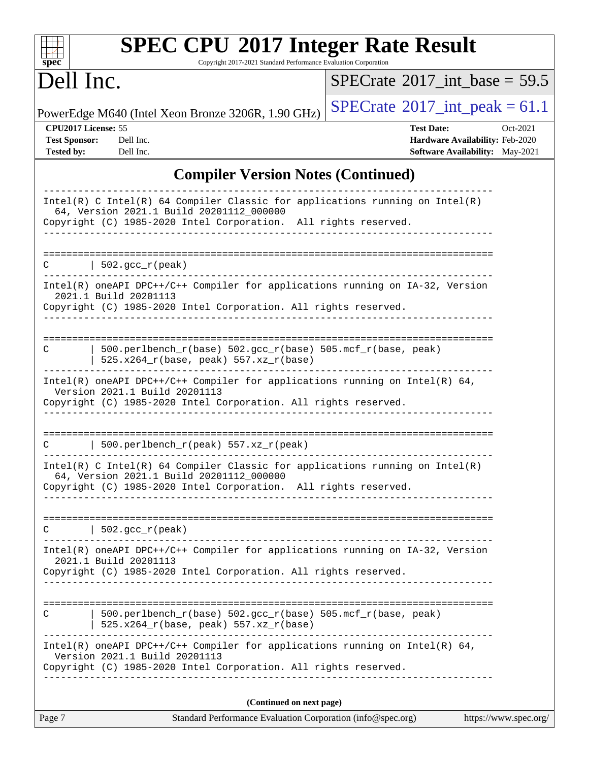# SPEC CPU 2017 Integer Rate Result

Copyright 2017-2021 Standard Performance Evaluation Corporation

# Dell Inc.

PowerEdge M640 (Intel Xeon Bronze 3206R, 1.90 GHz)

SPECrate 2017_int_base = 59.5

SPECrate 2017_int_peak = 61.1

**CPU2017 License:** 55
**Test Sponsor:** Dell Inc.
**Tested by:** Dell Inc.

**Test Date:** Oct-2021
**Hardware Availability:** Feb-2020
**Software Availability:** May-2021

## Compiler Version Notes (Continued)

```
------------------------------------------------------------------------------
Intel(R) C Intel(R) 64 Compiler Classic for applications running on Intel(R)
  64, Version 2021.1 Build 20201112_000000
Copyright (C) 1985-2020 Intel Corporation.  All rights reserved.
------------------------------------------------------------------------------

==============================================================================
C       | 502.gcc_r(peak)
------------------------------------------------------------------------------
Intel(R) oneAPI DPC++/C++ Compiler for applications running on IA-32, Version
  2021.1 Build 20201113
Copyright (C) 1985-2020 Intel Corporation. All rights reserved.
------------------------------------------------------------------------------

==============================================================================
C       | 500.perlbench_r(base) 502.gcc_r(base) 505.mcf_r(base, peak)
        | 525.x264_r(base, peak) 557.xz_r(base)
------------------------------------------------------------------------------
Intel(R) oneAPI DPC++/C++ Compiler for applications running on Intel(R) 64,
  Version 2021.1 Build 20201113
Copyright (C) 1985-2020 Intel Corporation. All rights reserved.
------------------------------------------------------------------------------

==============================================================================
C       | 500.perlbench_r(peak) 557.xz_r(peak)
------------------------------------------------------------------------------
Intel(R) C Intel(R) 64 Compiler Classic for applications running on Intel(R)
  64, Version 2021.1 Build 20201112_000000
Copyright (C) 1985-2020 Intel Corporation.  All rights reserved.
------------------------------------------------------------------------------

==============================================================================
C       | 502.gcc_r(peak)
------------------------------------------------------------------------------
Intel(R) oneAPI DPC++/C++ Compiler for applications running on IA-32, Version
  2021.1 Build 20201113
Copyright (C) 1985-2020 Intel Corporation. All rights reserved.
------------------------------------------------------------------------------

==============================================================================
C       | 500.perlbench_r(base) 502.gcc_r(base) 505.mcf_r(base, peak)
        | 525.x264_r(base, peak) 557.xz_r(base)
------------------------------------------------------------------------------
Intel(R) oneAPI DPC++/C++ Compiler for applications running on Intel(R) 64,
  Version 2021.1 Build 20201113
Copyright (C) 1985-2020 Intel Corporation. All rights reserved.
------------------------------------------------------------------------------
```

**(Continued on next page)**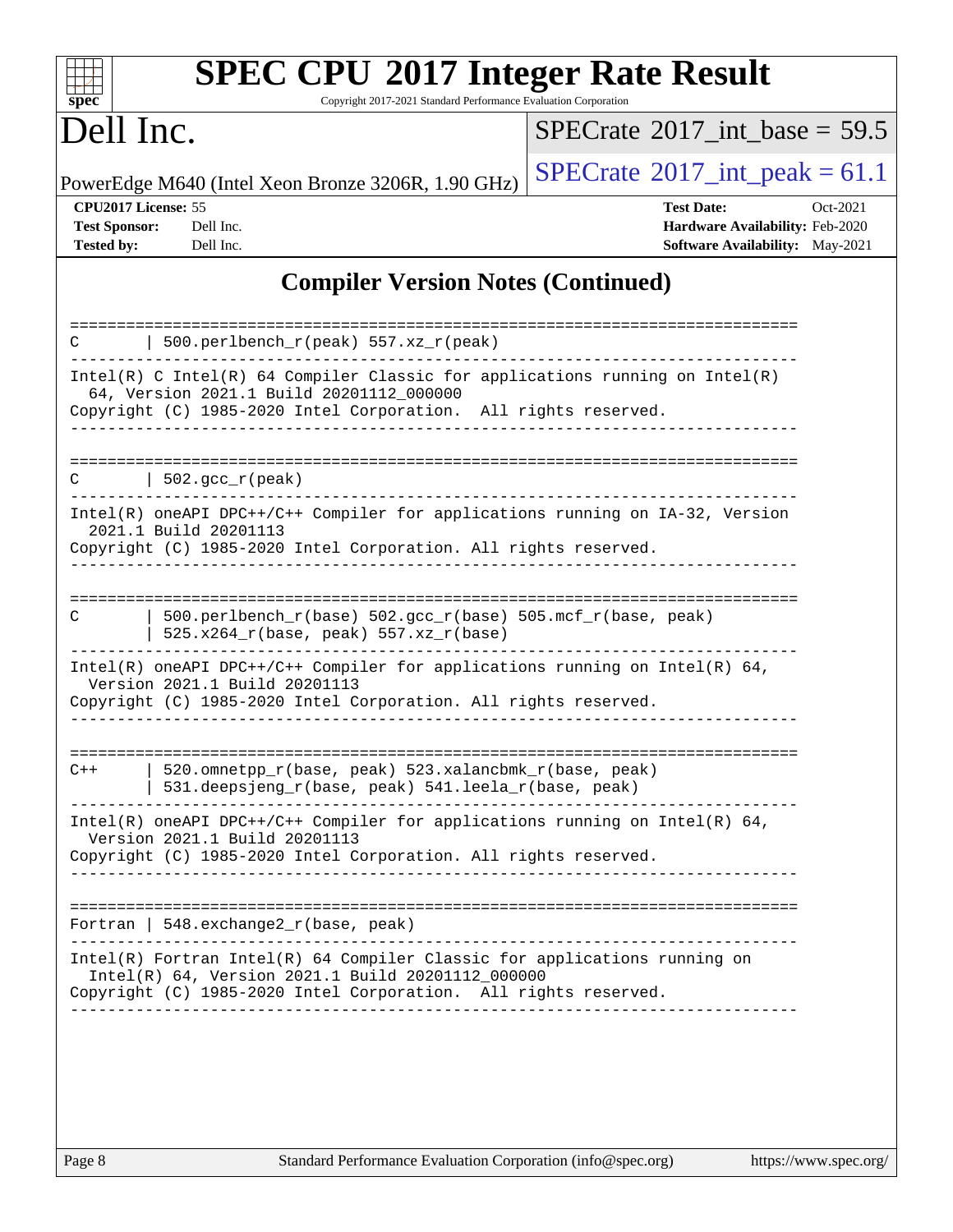# SPEC CPU 2017 Integer Rate Result

Copyright 2017-2021 Standard Performance Evaluation Corporation

# Dell Inc.

PowerEdge M640 (Intel Xeon Bronze 3206R, 1.90 GHz)

SPECrate 2017_int_base = 59.5

SPECrate 2017_int_peak = 61.1

**CPU2017 License:** 55
**Test Sponsor:** Dell Inc.
**Tested by:** Dell Inc.

**Test Date:** Oct-2021
**Hardware Availability:** Feb-2020
**Software Availability:** May-2021

## Compiler Version Notes (Continued)

```
==============================================================================
C       | 500.perlbench_r(peak) 557.xz_r(peak)
------------------------------------------------------------------------------
Intel(R) C Intel(R) 64 Compiler Classic for applications running on Intel(R)
  64, Version 2021.1 Build 20201112_000000
Copyright (C) 1985-2020 Intel Corporation.  All rights reserved.
------------------------------------------------------------------------------

==============================================================================
C       | 502.gcc_r(peak)
------------------------------------------------------------------------------
Intel(R) oneAPI DPC++/C++ Compiler for applications running on IA-32, Version
  2021.1 Build 20201113
Copyright (C) 1985-2020 Intel Corporation. All rights reserved.
------------------------------------------------------------------------------

==============================================================================
C       | 500.perlbench_r(base) 502.gcc_r(base) 505.mcf_r(base, peak)
        | 525.x264_r(base, peak) 557.xz_r(base)
------------------------------------------------------------------------------
Intel(R) oneAPI DPC++/C++ Compiler for applications running on Intel(R) 64,
  Version 2021.1 Build 20201113
Copyright (C) 1985-2020 Intel Corporation. All rights reserved.
------------------------------------------------------------------------------

==============================================================================
C++     | 520.omnetpp_r(base, peak) 523.xalancbmk_r(base, peak)
        | 531.deepsjeng_r(base, peak) 541.leela_r(base, peak)
------------------------------------------------------------------------------
Intel(R) oneAPI DPC++/C++ Compiler for applications running on Intel(R) 64,
  Version 2021.1 Build 20201113
Copyright (C) 1985-2020 Intel Corporation. All rights reserved.
------------------------------------------------------------------------------

==============================================================================
Fortran | 548.exchange2_r(base, peak)
------------------------------------------------------------------------------
Intel(R) Fortran Intel(R) 64 Compiler Classic for applications running on
  Intel(R) 64, Version 2021.1 Build 20201112_000000
Copyright (C) 1985-2020 Intel Corporation.  All rights reserved.
------------------------------------------------------------------------------
```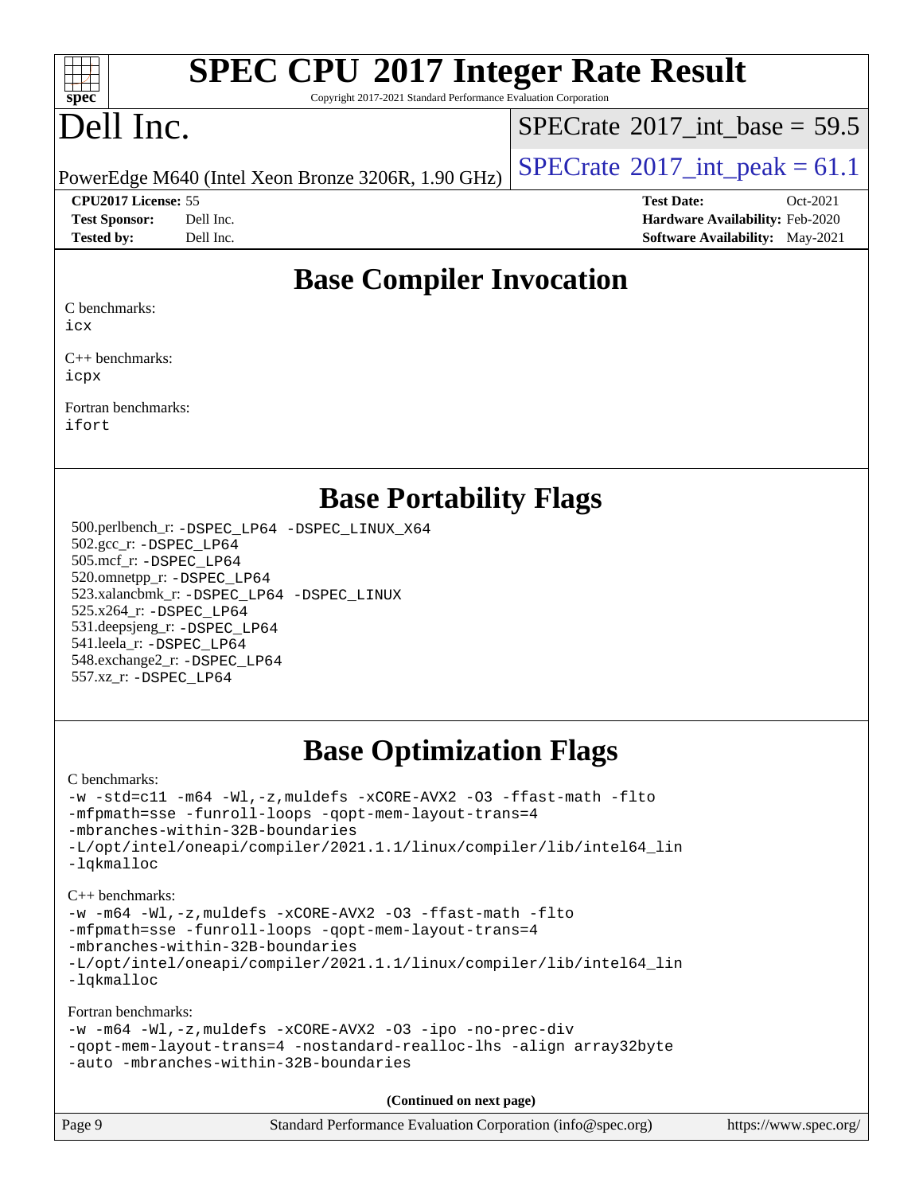## Base Compiler Invocation

C benchmarks:
icx

C++ benchmarks:
icpx

Fortran benchmarks:
ifort

## Base Portability Flags

500.perlbench_r: -DSPEC_LP64 -DSPEC_LINUX_X64
502.gcc_r: -DSPEC_LP64
505.mcf_r: -DSPEC_LP64
520.omnetpp_r: -DSPEC_LP64
523.xalancbmk_r: -DSPEC_LP64 -DSPEC_LINUX
525.x264_r: -DSPEC_LP64
531.deepsjeng_r: -DSPEC_LP64
541.leela_r: -DSPEC_LP64
548.exchange2_r: -DSPEC_LP64
557.xz_r: -DSPEC_LP64

## Base Optimization Flags

C benchmarks:
```
-w -std=c11 -m64 -Wl,-z,muldefs -xCORE-AVX2 -O3 -ffast-math -flto
-mfpmath=sse -funroll-loops -qopt-mem-layout-trans=4
-mbranches-within-32B-boundaries
-L/opt/intel/oneapi/compiler/2021.1.1/linux/compiler/lib/intel64_lin
-lqkmalloc
```

C++ benchmarks:
```
-w -m64 -Wl,-z,muldefs -xCORE-AVX2 -O3 -ffast-math -flto
-mfpmath=sse -funroll-loops -qopt-mem-layout-trans=4
-mbranches-within-32B-boundaries
-L/opt/intel/oneapi/compiler/2021.1.1/linux/compiler/lib/intel64_lin
-lqkmalloc
```

Fortran benchmarks:
```
-w -m64 -Wl,-z,muldefs -xCORE-AVX2 -O3 -ipo -no-prec-div
-qopt-mem-layout-trans=4 -nostandard-realloc-lhs -align array32byte
-auto -mbranches-within-32B-boundaries
```

**(Continued on next page)**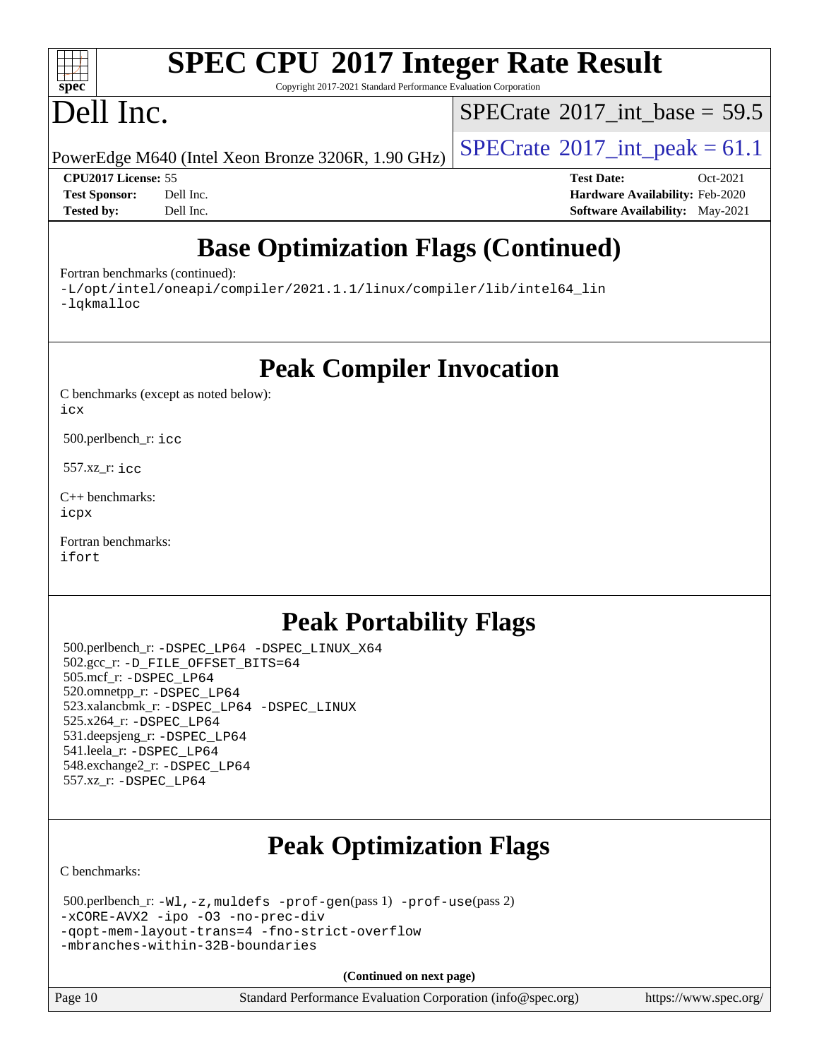## Base Optimization Flags (Continued)

Fortran benchmarks (continued):

-L/opt/intel/oneapi/compiler/2021.1.1/linux/compiler/lib/intel64_lin
-lqkmalloc

## Peak Compiler Invocation

C benchmarks (except as noted below):
icx

500.perlbench_r: icc

557.xz_r: icc

C++ benchmarks:
icpx

Fortran benchmarks:
ifort

## Peak Portability Flags

500.perlbench_r: -DSPEC_LP64 -DSPEC_LINUX_X64
502.gcc_r: -D_FILE_OFFSET_BITS=64
505.mcf_r: -DSPEC_LP64
520.omnetpp_r: -DSPEC_LP64
523.xalancbmk_r: -DSPEC_LP64 -DSPEC_LINUX
525.x264_r: -DSPEC_LP64
531.deepsjeng_r: -DSPEC_LP64
541.leela_r: -DSPEC_LP64
548.exchange2_r: -DSPEC_LP64
557.xz_r: -DSPEC_LP64

## Peak Optimization Flags

C benchmarks:

500.perlbench_r: -Wl,-z,muldefs -prof-gen(pass 1) -prof-use(pass 2)
-xCORE-AVX2 -ipo -O3 -no-prec-div
-qopt-mem-layout-trans=4 -fno-strict-overflow
-mbranches-within-32B-boundaries

**(Continued on next page)**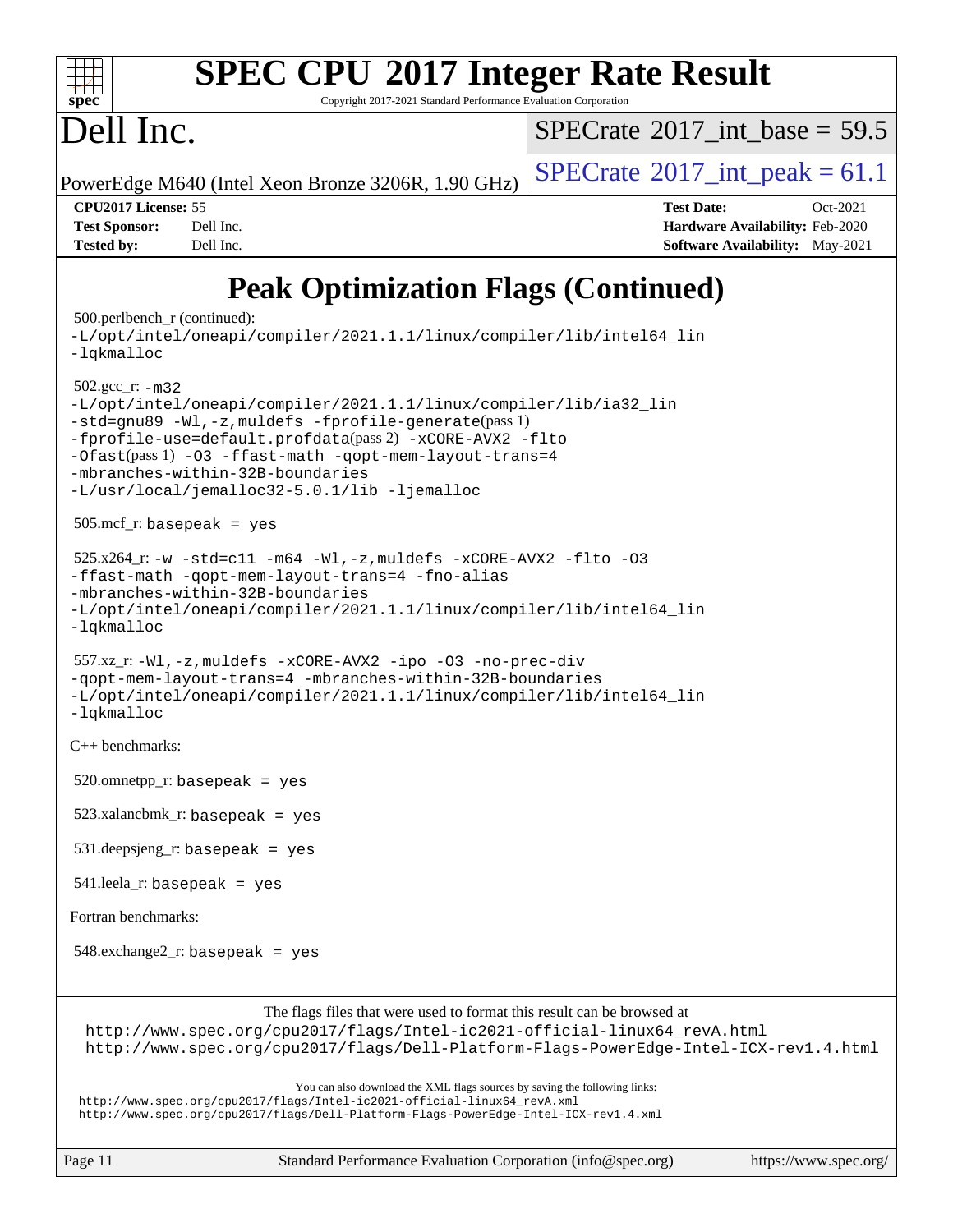# SPEC CPU 2017 Integer Rate Result

Copyright 2017-2021 Standard Performance Evaluation Corporation

# Dell Inc.

PowerEdge M640 (Intel Xeon Bronze 3206R, 1.90 GHz)

SPECrate 2017_int_base = 59.5

SPECrate 2017_int_peak = 61.1

**CPU2017 License:** 55
**Test Sponsor:** Dell Inc.
**Tested by:** Dell Inc.

**Test Date:** Oct-2021
**Hardware Availability:** Feb-2020
**Software Availability:** May-2021

## Peak Optimization Flags (Continued)

500.perlbench_r (continued):
-L/opt/intel/oneapi/compiler/2021.1.1/linux/compiler/lib/intel64_lin
-lqkmalloc

502.gcc_r: -m32
-L/opt/intel/oneapi/compiler/2021.1.1/linux/compiler/lib/ia32_lin
-std=gnu89 -Wl,-z,muldefs -fprofile-generate(pass 1)
-fprofile-use=default.profdata(pass 2) -xCORE-AVX2 -flto
-Ofast(pass 1) -O3 -ffast-math -qopt-mem-layout-trans=4
-mbranches-within-32B-boundaries
-L/usr/local/jemalloc32-5.0.1/lib -ljemalloc

505.mcf_r: basepeak = yes

525.x264_r: -w -std=c11 -m64 -Wl,-z,muldefs -xCORE-AVX2 -flto -O3
-ffast-math -qopt-mem-layout-trans=4 -fno-alias
-mbranches-within-32B-boundaries
-L/opt/intel/oneapi/compiler/2021.1.1/linux/compiler/lib/intel64_lin
-lqkmalloc

557.xz_r: -Wl,-z,muldefs -xCORE-AVX2 -ipo -O3 -no-prec-div
-qopt-mem-layout-trans=4 -mbranches-within-32B-boundaries
-L/opt/intel/oneapi/compiler/2021.1.1/linux/compiler/lib/intel64_lin
-lqkmalloc

C++ benchmarks:

520.omnetpp_r: basepeak = yes

523.xalancbmk_r: basepeak = yes

531.deepsjeng_r: basepeak = yes

541.leela_r: basepeak = yes

Fortran benchmarks:

548.exchange2_r: basepeak = yes

The flags files that were used to format this result can be browsed at
http://www.spec.org/cpu2017/flags/Intel-ic2021-official-linux64_revA.html
http://www.spec.org/cpu2017/flags/Dell-Platform-Flags-PowerEdge-Intel-ICX-rev1.4.html

You can also download the XML flags sources by saving the following links:
http://www.spec.org/cpu2017/flags/Intel-ic2021-official-linux64_revA.xml
http://www.spec.org/cpu2017/flags/Dell-Platform-Flags-PowerEdge-Intel-ICX-rev1.4.xml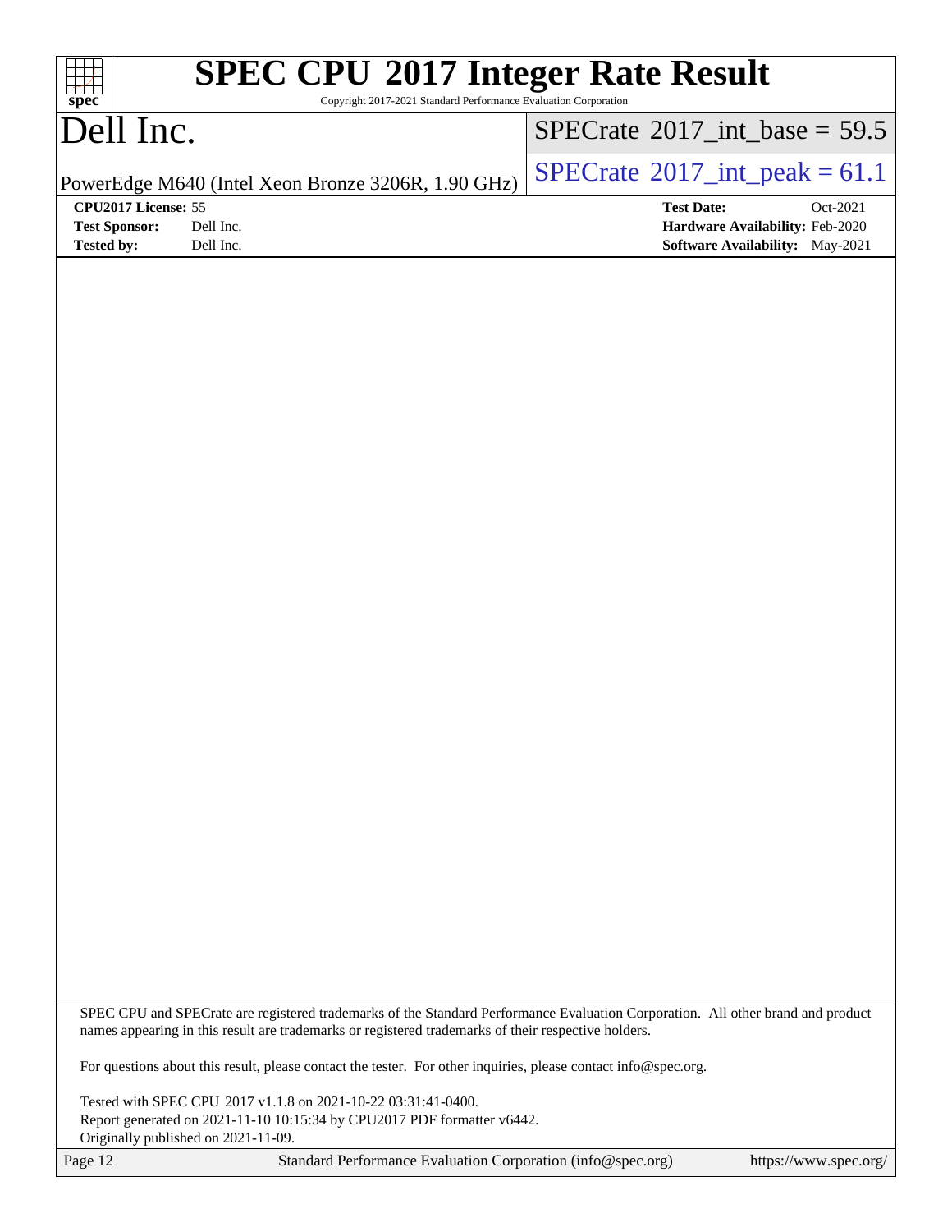SPEC CPU and SPECrate are registered trademarks of the Standard Performance Evaluation Corporation. All other brand and product names appearing in this result are trademarks or registered trademarks of their respective holders.

For questions about this result, please contact the tester. For other inquiries, please contact info@spec.org.

Tested with SPEC CPU 2017 v1.1.8 on 2021-10-22 03:31:41-0400.
Report generated on 2021-11-10 10:15:34 by CPU2017 PDF formatter v6442.
Originally published on 2021-11-09.